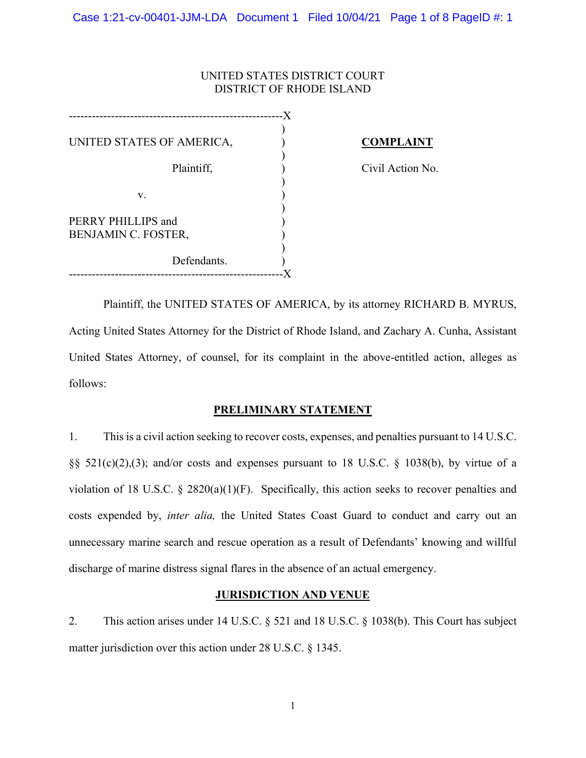UNITED STATES DISTRICT COURT
DISTRICT OF RHODE ISLAND

| | |
|---|---|
| UNITED STATES OF AMERICA,<br><br>Plaintiff,<br><br>v.<br><br>PERRY PHILLIPS and<br>BENJAMIN C. FOSTER,<br><br>Defendants. | **COMPLAINT**<br><br>Civil Action No. |

Plaintiff, the UNITED STATES OF AMERICA, by its attorney RICHARD B. MYRUS, Acting United States Attorney for the District of Rhode Island, and Zachary A. Cunha, Assistant United States Attorney, of counsel, for its complaint in the above-entitled action, alleges as follows:

## PRELIMINARY STATEMENT

1. This is a civil action seeking to recover costs, expenses, and penalties pursuant to 14 U.S.C. §§ 521(c)(2),(3); and/or costs and expenses pursuant to 18 U.S.C. § 1038(b), by virtue of a violation of 18 U.S.C. § 2820(a)(1)(F). Specifically, this action seeks to recover penalties and costs expended by, *inter alia,* the United States Coast Guard to conduct and carry out an unnecessary marine search and rescue operation as a result of Defendants' knowing and willful discharge of marine distress signal flares in the absence of an actual emergency.

## JURISDICTION AND VENUE

2. This action arises under 14 U.S.C. § 521 and 18 U.S.C. § 1038(b). This Court has subject matter jurisdiction over this action under 28 U.S.C. § 1345.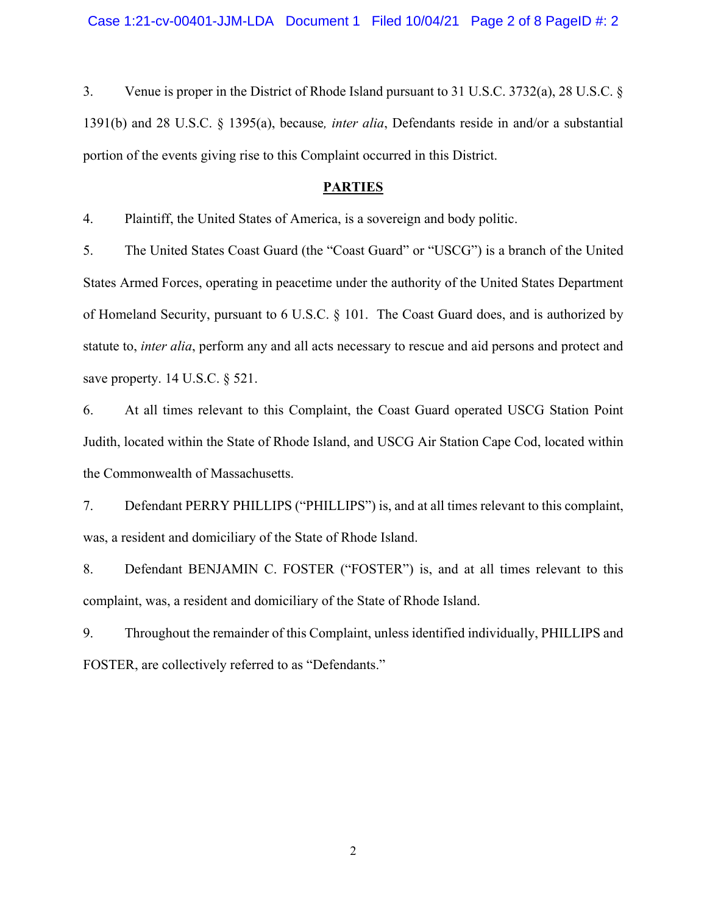3. Venue is proper in the District of Rhode Island pursuant to 31 U.S.C. 3732(a), 28 U.S.C. § 1391(b) and 28 U.S.C. § 1395(a), because*, inter alia*, Defendants reside in and/or a substantial portion of the events giving rise to this Complaint occurred in this District.

**PARTIES**

4. Plaintiff, the United States of America, is a sovereign and body politic.

5. The United States Coast Guard (the "Coast Guard" or "USCG") is a branch of the United States Armed Forces, operating in peacetime under the authority of the United States Department of Homeland Security, pursuant to 6 U.S.C. § 101. The Coast Guard does, and is authorized by statute to, *inter alia*, perform any and all acts necessary to rescue and aid persons and protect and save property. 14 U.S.C. § 521.

6. At all times relevant to this Complaint, the Coast Guard operated USCG Station Point Judith, located within the State of Rhode Island, and USCG Air Station Cape Cod, located within the Commonwealth of Massachusetts.

7. Defendant PERRY PHILLIPS ("PHILLIPS") is, and at all times relevant to this complaint, was, a resident and domiciliary of the State of Rhode Island.

8. Defendant BENJAMIN C. FOSTER ("FOSTER") is, and at all times relevant to this complaint, was, a resident and domiciliary of the State of Rhode Island.

9. Throughout the remainder of this Complaint, unless identified individually, PHILLIPS and FOSTER, are collectively referred to as "Defendants."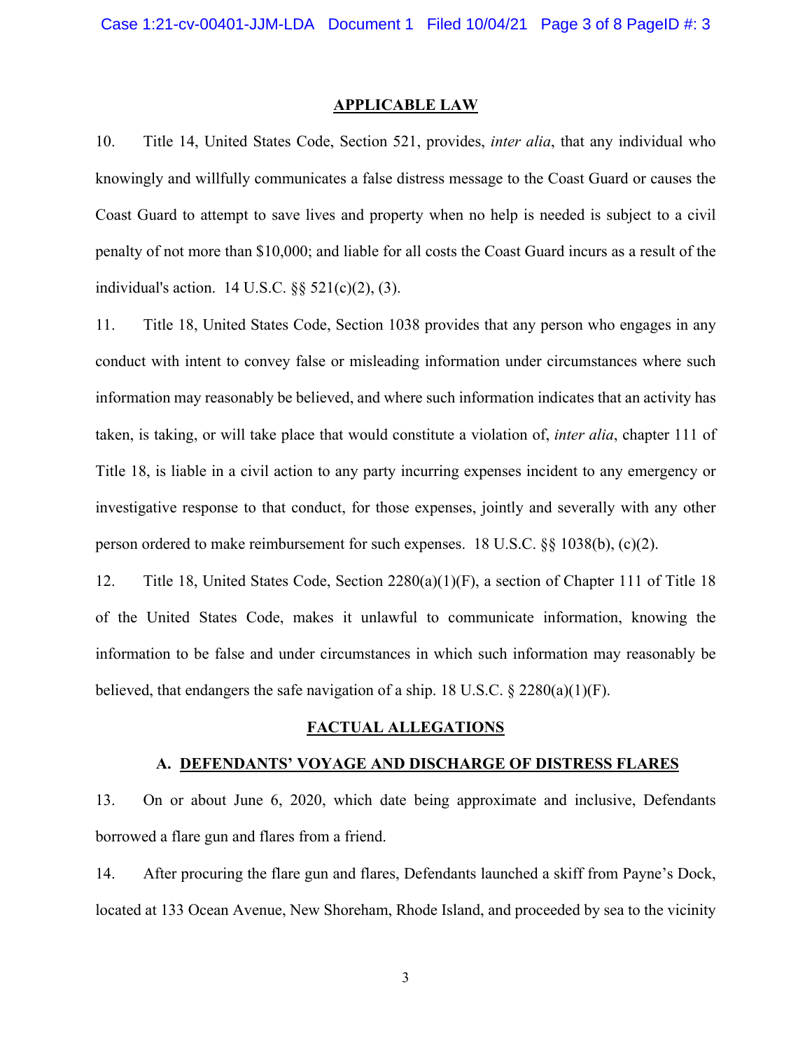## APPLICABLE LAW

10. Title 14, United States Code, Section 521, provides, *inter alia*, that any individual who knowingly and willfully communicates a false distress message to the Coast Guard or causes the Coast Guard to attempt to save lives and property when no help is needed is subject to a civil penalty of not more than $10,000; and liable for all costs the Coast Guard incurs as a result of the individual's action. 14 U.S.C. §§ 521(c)(2), (3).

11. Title 18, United States Code, Section 1038 provides that any person who engages in any conduct with intent to convey false or misleading information under circumstances where such information may reasonably be believed, and where such information indicates that an activity has taken, is taking, or will take place that would constitute a violation of, *inter alia*, chapter 111 of Title 18, is liable in a civil action to any party incurring expenses incident to any emergency or investigative response to that conduct, for those expenses, jointly and severally with any other person ordered to make reimbursement for such expenses. 18 U.S.C. §§ 1038(b), (c)(2).

12. Title 18, United States Code, Section 2280(a)(1)(F), a section of Chapter 111 of Title 18 of the United States Code, makes it unlawful to communicate information, knowing the information to be false and under circumstances in which such information may reasonably be believed, that endangers the safe navigation of a ship. 18 U.S.C. § 2280(a)(1)(F).

## FACTUAL ALLEGATIONS

### A. DEFENDANTS' VOYAGE AND DISCHARGE OF DISTRESS FLARES

13. On or about June 6, 2020, which date being approximate and inclusive, Defendants borrowed a flare gun and flares from a friend.

14. After procuring the flare gun and flares, Defendants launched a skiff from Payne's Dock, located at 133 Ocean Avenue, New Shoreham, Rhode Island, and proceeded by sea to the vicinity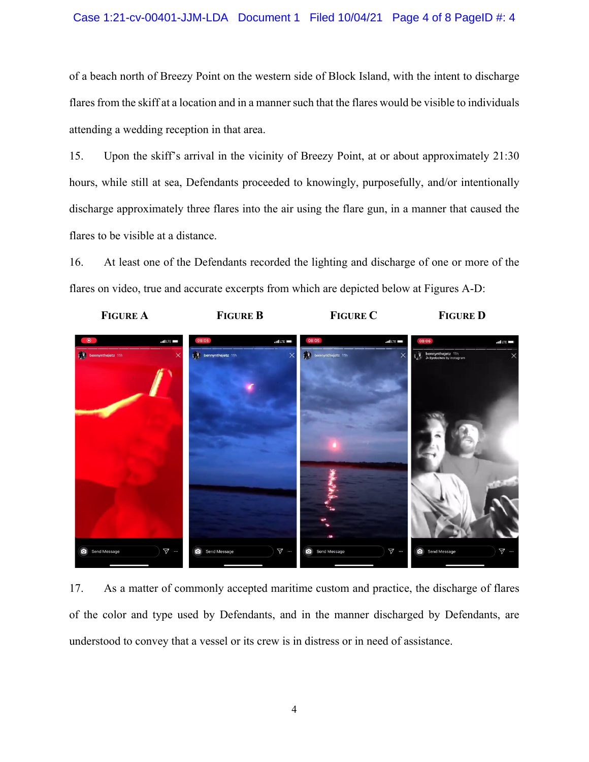of a beach north of Breezy Point on the western side of Block Island, with the intent to discharge flares from the skiff at a location and in a manner such that the flares would be visible to individuals attending a wedding reception in that area.

15. Upon the skiff's arrival in the vicinity of Breezy Point, at or about approximately 21:30 hours, while still at sea, Defendants proceeded to knowingly, purposefully, and/or intentionally discharge approximately three flares into the air using the flare gun, in a manner that caused the flares to be visible at a distance.

16. At least one of the Defendants recorded the lighting and discharge of one or more of the flares on video, true and accurate excerpts from which are depicted below at Figures A-D:

FIGURE A FIGURE B FIGURE C FIGURE D

17. As a matter of commonly accepted maritime custom and practice, the discharge of flares of the color and type used by Defendants, and in the manner discharged by Defendants, are understood to convey that a vessel or its crew is in distress or in need of assistance.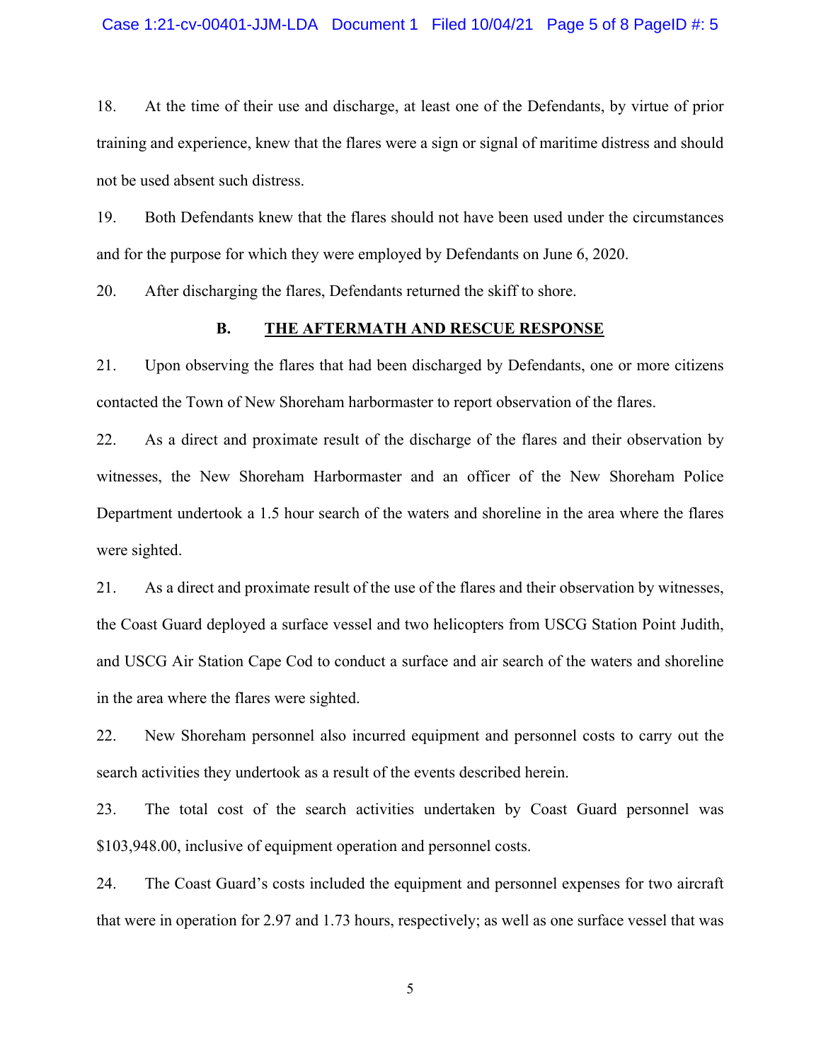18. At the time of their use and discharge, at least one of the Defendants, by virtue of prior training and experience, knew that the flares were a sign or signal of maritime distress and should not be used absent such distress.

19. Both Defendants knew that the flares should not have been used under the circumstances and for the purpose for which they were employed by Defendants on June 6, 2020.

20. After discharging the flares, Defendants returned the skiff to shore.

### B. THE AFTERMATH AND RESCUE RESPONSE

21. Upon observing the flares that had been discharged by Defendants, one or more citizens contacted the Town of New Shoreham harbormaster to report observation of the flares.

22. As a direct and proximate result of the discharge of the flares and their observation by witnesses, the New Shoreham Harbormaster and an officer of the New Shoreham Police Department undertook a 1.5 hour search of the waters and shoreline in the area where the flares were sighted.

21. As a direct and proximate result of the use of the flares and their observation by witnesses, the Coast Guard deployed a surface vessel and two helicopters from USCG Station Point Judith, and USCG Air Station Cape Cod to conduct a surface and air search of the waters and shoreline in the area where the flares were sighted.

22. New Shoreham personnel also incurred equipment and personnel costs to carry out the search activities they undertook as a result of the events described herein.

23. The total cost of the search activities undertaken by Coast Guard personnel was $103,948.00, inclusive of equipment operation and personnel costs.

24. The Coast Guard's costs included the equipment and personnel expenses for two aircraft that were in operation for 2.97 and 1.73 hours, respectively; as well as one surface vessel that was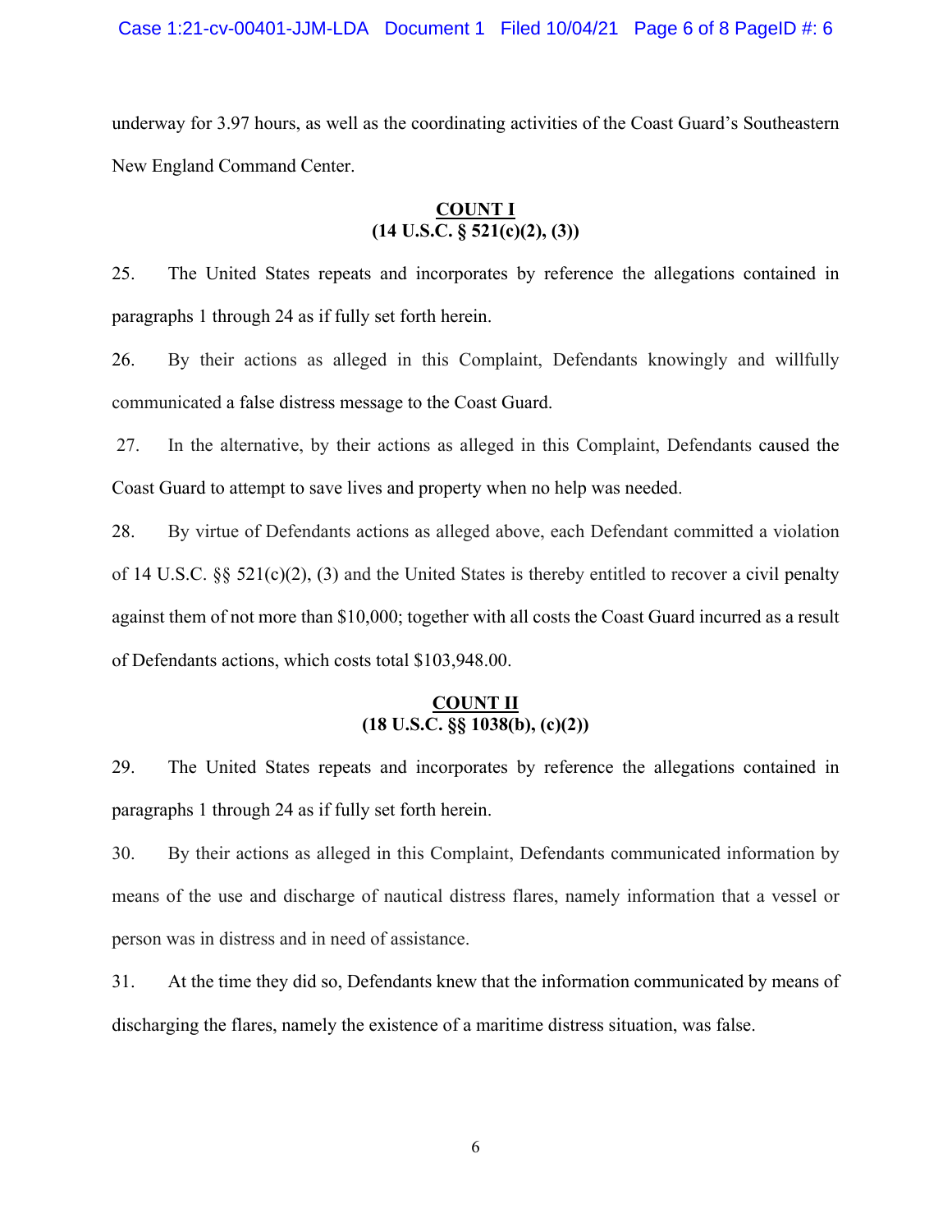underway for 3.97 hours, as well as the coordinating activities of the Coast Guard's Southeastern New England Command Center.

**COUNT I**
**(14 U.S.C. § 521(c)(2), (3))**

25. The United States repeats and incorporates by reference the allegations contained in paragraphs 1 through 24 as if fully set forth herein.

26. By their actions as alleged in this Complaint, Defendants knowingly and willfully communicated a false distress message to the Coast Guard.

27. In the alternative, by their actions as alleged in this Complaint, Defendants caused the Coast Guard to attempt to save lives and property when no help was needed.

28. By virtue of Defendants actions as alleged above, each Defendant committed a violation of 14 U.S.C. §§ 521(c)(2), (3) and the United States is thereby entitled to recover a civil penalty against them of not more than $10,000; together with all costs the Coast Guard incurred as a result of Defendants actions, which costs total $103,948.00.

**COUNT II**
**(18 U.S.C. §§ 1038(b), (c)(2))**

29. The United States repeats and incorporates by reference the allegations contained in paragraphs 1 through 24 as if fully set forth herein.

30. By their actions as alleged in this Complaint, Defendants communicated information by means of the use and discharge of nautical distress flares, namely information that a vessel or person was in distress and in need of assistance.

31. At the time they did so, Defendants knew that the information communicated by means of discharging the flares, namely the existence of a maritime distress situation, was false.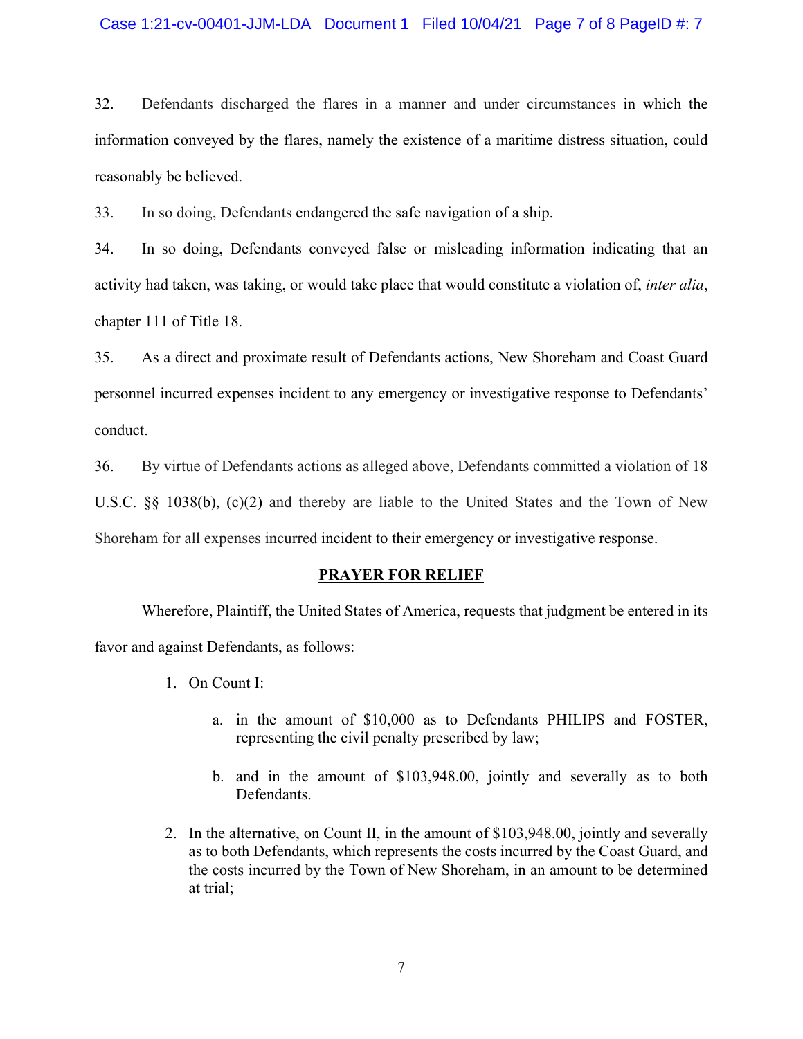32. Defendants discharged the flares in a manner and under circumstances in which the information conveyed by the flares, namely the existence of a maritime distress situation, could reasonably be believed.

33. In so doing, Defendants endangered the safe navigation of a ship.

34. In so doing, Defendants conveyed false or misleading information indicating that an activity had taken, was taking, or would take place that would constitute a violation of, *inter alia*, chapter 111 of Title 18.

35. As a direct and proximate result of Defendants actions, New Shoreham and Coast Guard personnel incurred expenses incident to any emergency or investigative response to Defendants' conduct.

36. By virtue of Defendants actions as alleged above, Defendants committed a violation of 18 U.S.C. §§ 1038(b), (c)(2) and thereby are liable to the United States and the Town of New Shoreham for all expenses incurred incident to their emergency or investigative response.

## PRAYER FOR RELIEF

Wherefore, Plaintiff, the United States of America, requests that judgment be entered in its favor and against Defendants, as follows:

1. On Count I:

   a. in the amount of $10,000 as to Defendants PHILIPS and FOSTER, representing the civil penalty prescribed by law;

   b. and in the amount of $103,948.00, jointly and severally as to both Defendants.

2. In the alternative, on Count II, in the amount of $103,948.00, jointly and severally as to both Defendants, which represents the costs incurred by the Coast Guard, and the costs incurred by the Town of New Shoreham, in an amount to be determined at trial;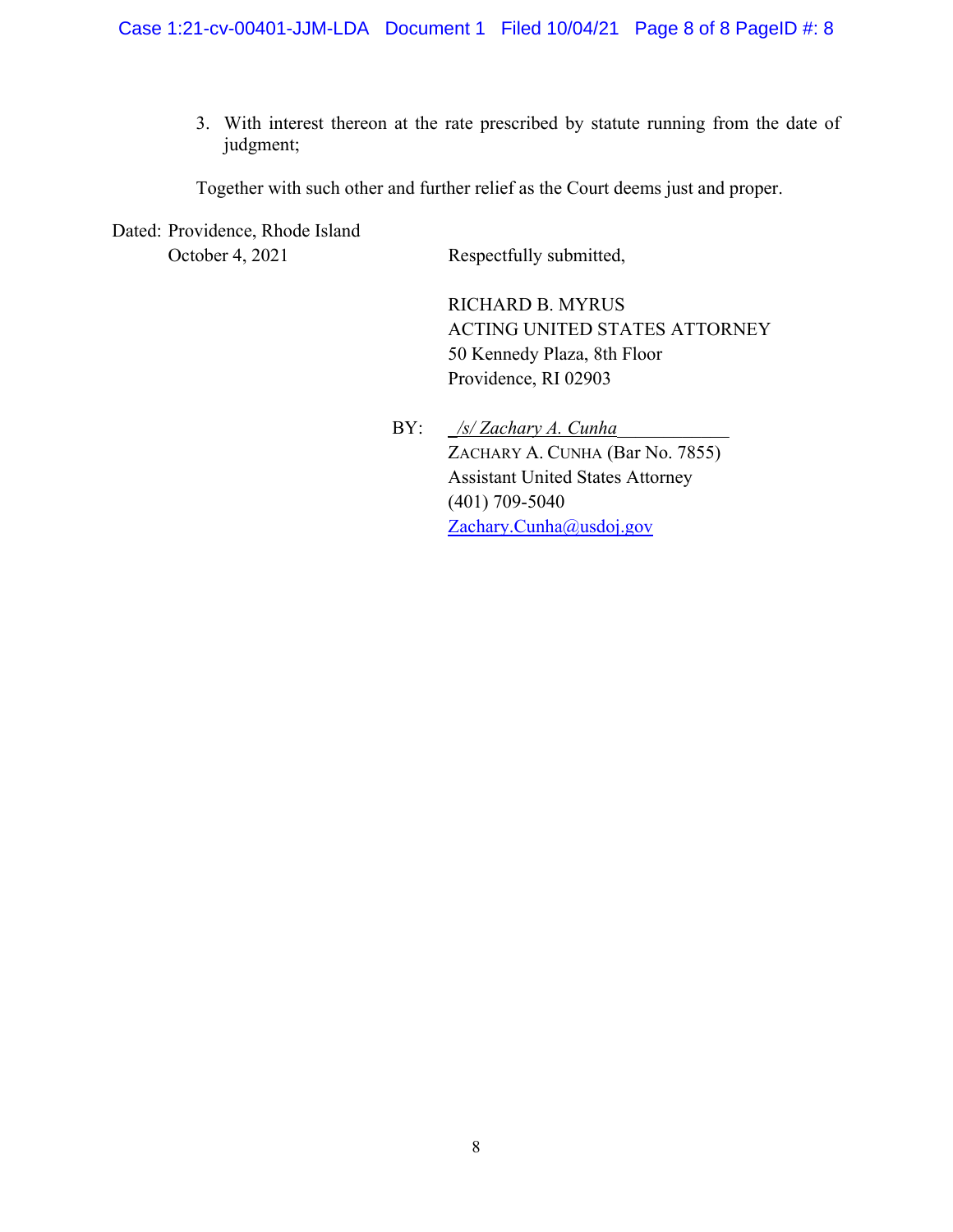3. With interest thereon at the rate prescribed by statute running from the date of judgment;

Together with such other and further relief as the Court deems just and proper.

Dated: Providence, Rhode Island
October 4, 2021

Respectfully submitted,

RICHARD B. MYRUS
ACTING UNITED STATES ATTORNEY
50 Kennedy Plaza, 8th Floor
Providence, RI 02903

BY: */s/ Zachary A. Cunha*
ZACHARY A. CUNHA (Bar No. 7855)
Assistant United States Attorney
(401) 709-5040
Zachary.Cunha@usdoj.gov